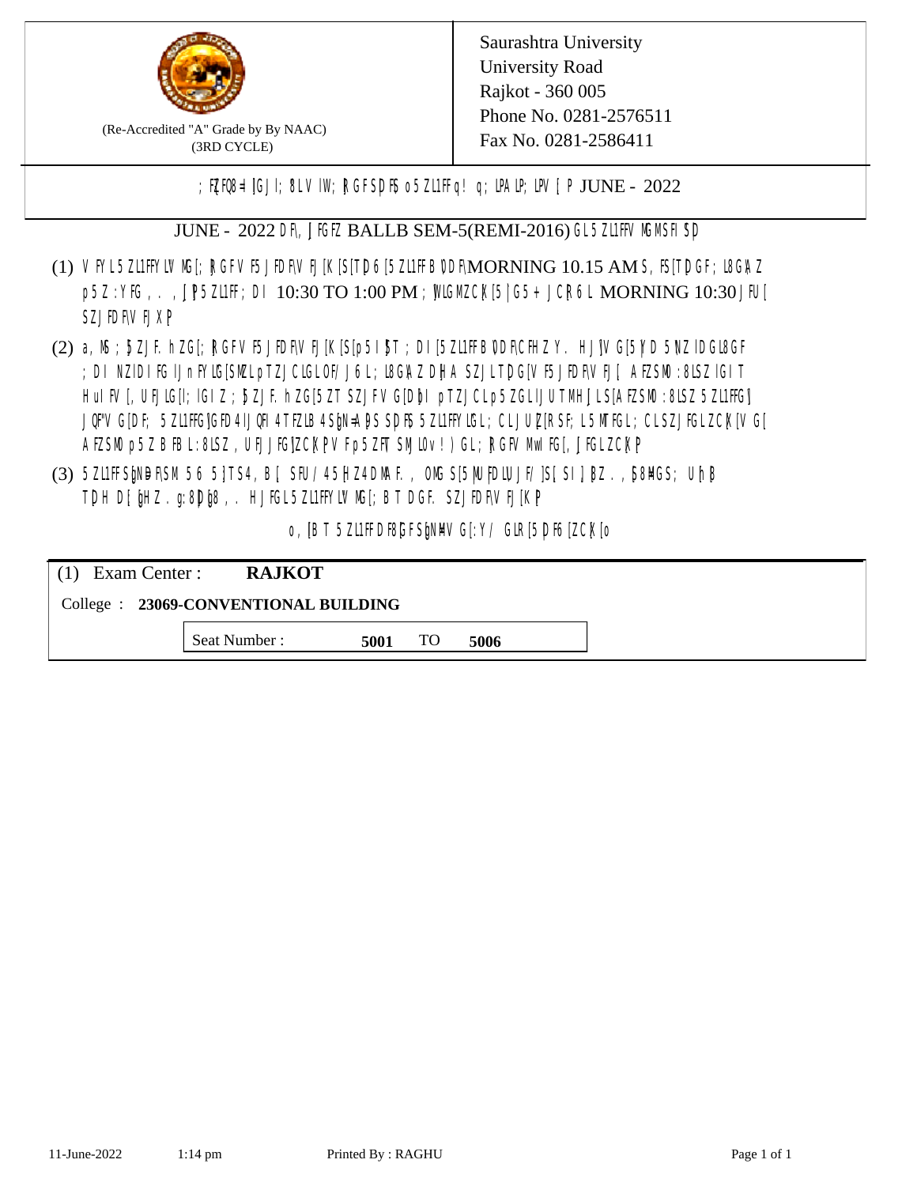(Re-Accredited "A" Grade by By NAAC)
(3RD CYCLE)

Saurashtra University
University Road
Rajkot - 360 005
Phone No. 0281-2576511
Fax No. 0281-2586411

; FZFQ8=I[GJI; 8LV IW; RGFSDF5 o5ZL1FFq! q; LPALP; LPV [P JUNE - 2022

JUNE - 2022 DF\ ,[FGFZ BALLB SEM-5(REMI-2016) GL 5ZL1FFV MGMSFI 5D

(1) V FYL 5ZL1FFYLV MG[; RGFV F5 JFDF\V FJ[K[S[TD6 [5ZL1FF B\DDF\MORNING 10.15 AM S, F5[TDGF; L8G\AZ p5Z :YFG , . , [P 5ZL1FF; DI 10:30 TO 1:00 PM ; [VLGMZCK[5 | G5 + JCR6L MORNING 10:30 JFU[ SZJFDF\V FJXP

(2) a, M; [ZJF. hZG[; RGFV F5 JFDF\V FJ[K[S[p5I [T ; DI [5ZL1FFB\DDF\CFHZ Y. HJ[V G[5 YD 5 NZ IDGL8GF ; DI NZIDIFG IJn FYLG[SMZL pTZJCLGLOF/ J6L; L8G\AZ DHA SZJLTD G[V F5 JFDF\V FJ[ AFZSMO :8LSZ IGIT HuIFV [, UFJLG[I; IGIZ ; [ZJF. hZG[5ZT SZJFV G[D[bI pTZJCLp5ZGLIJUTMHJLS[AFZSMO :8LSZ 5ZL1FFG] JQFV G[DF; 5ZL1FFG]GFD 4IJQFI 4TFZLB 4S\bN=A DS SDF5 5ZL1FFYLGL; CLJUZ[RSF; L5MTFGL; CLSZJFGLZCK[V G[ AFZSMO p5Z BFBL :8LSZ , UFJJFG]ZCK[PV Fp5ZFT SMJLv! ) GL; RGFV MwI FG[, [FGLZCK[P

(3) 5ZL1FF S\bN =F\SM 5 6 5 ]TS4, B[ SFU/ 45 [HZ4DMAF . , OMG S[5 [MU FDLUJF/ ]S[ SI ] [Z . , [58MGS; Uh[ TD H D[ [HZ . g:8D [8 , . HJFGL 5ZL1FFYLV MG[; B T DGF. SZJFDF\V FJ[K[P

o, [B T 5ZL1FFDF\8[GFS\bNMV G[:Y/ GLR[5DF6[ZCK[o

| (1) Exam Center : | **RAJKOT** |
|---|---|
| College : | **23069-CONVENTIONAL BUILDING** |
| Seat Number : | **5001** TO **5006** |

11-June-2022 1:14 pm Printed By : RAGHU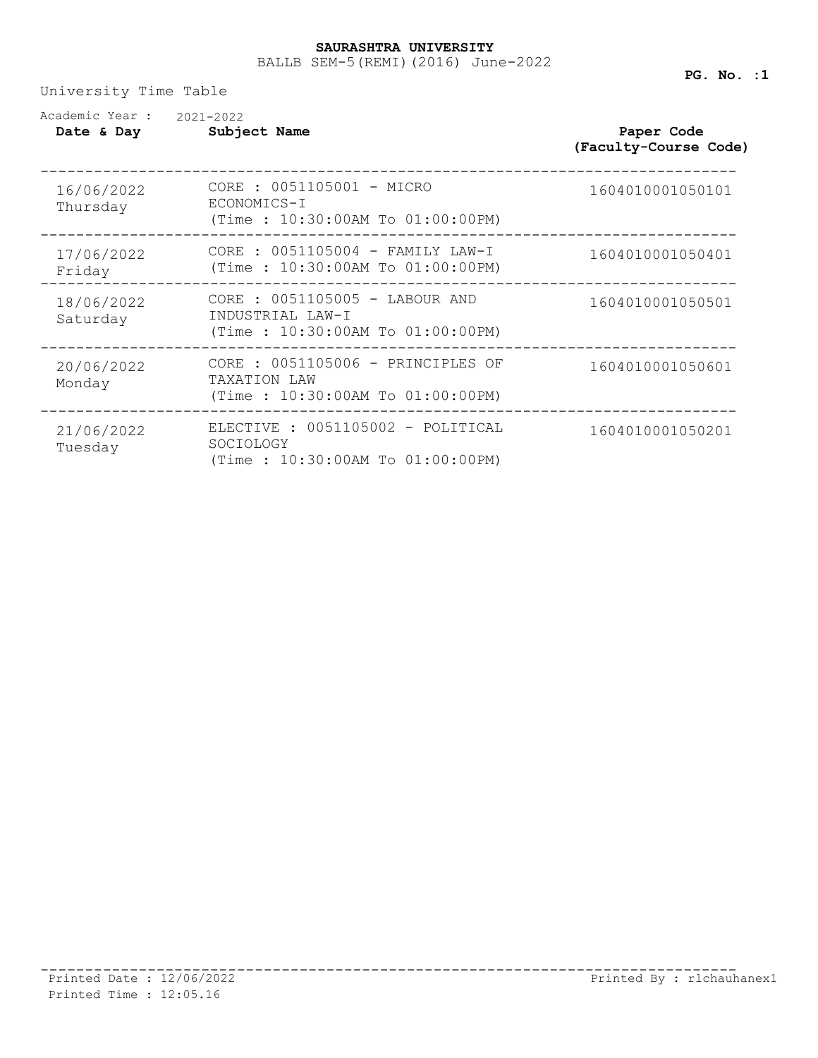**SAURASHTRA UNIVERSITY**

BALLB SEM-5(REMI)(2016) June-2022

University Time Table

Academic Year : 2021-2022

| Date & Day | Subject Name | Paper Code (Faculty-Course Code) |
|---|---|---|
| 16/06/2022 Thursday | CORE : 0051105001 - MICRO ECONOMICS-I (Time : 10:30:00AM To 01:00:00PM) | 1604010001050101 |
| 17/06/2022 Friday | CORE : 0051105004 - FAMILY LAW-I (Time : 10:30:00AM To 01:00:00PM) | 1604010001050401 |
| 18/06/2022 Saturday | CORE : 0051105005 - LABOUR AND INDUSTRIAL LAW-I (Time : 10:30:00AM To 01:00:00PM) | 1604010001050501 |
| 20/06/2022 Monday | CORE : 0051105006 - PRINCIPLES OF TAXATION LAW (Time : 10:30:00AM To 01:00:00PM) | 1604010001050601 |
| 21/06/2022 Tuesday | ELECTIVE : 0051105002 - POLITICAL SOCIOLOGY (Time : 10:30:00AM To 01:00:00PM) | 1604010001050201 |

Printed Date : 12/06/2022
Printed Time : 12:05.16
Printed By : rlchauhanex1